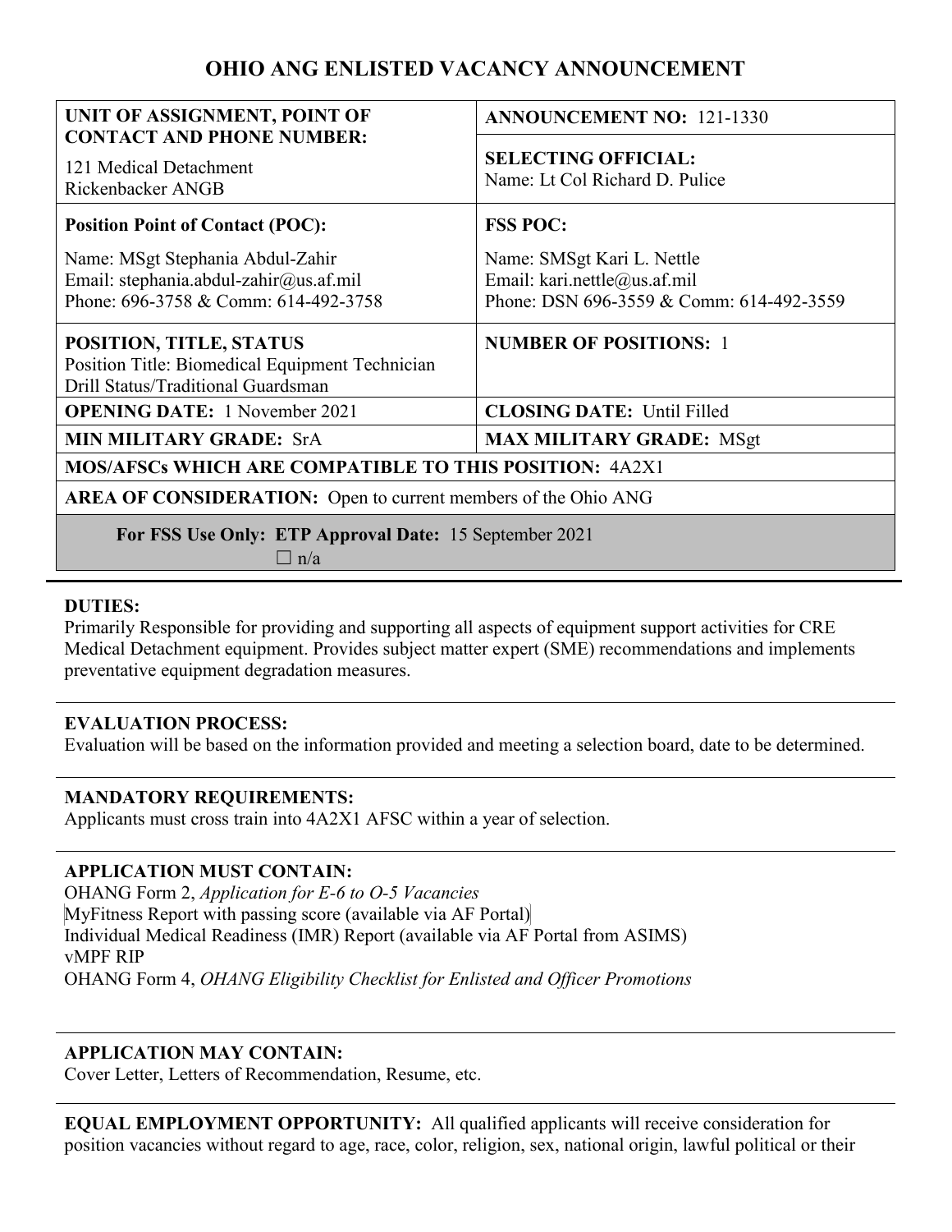# OHIO ANG ENLISTED VACANCY ANNOUNCEMENT

| **UNIT OF ASSIGNMENT, POINT OF CONTACT AND PHONE NUMBER:**<br>121 Medical Detachment<br>Rickenbacker ANGB | **ANNOUNCEMENT NO:** 121-1330<br><br>**SELECTING OFFICIAL:**<br>Name: Lt Col Richard D. Pulice |
|---|---|
| **Position Point of Contact (POC):**<br>Name: MSgt Stephania Abdul-Zahir<br>Email: stephania.abdul-zahir@us.af.mil<br>Phone: 696-3758 & Comm: 614-492-3758 | **FSS POC:**<br>Name: SMSgt Kari L. Nettle<br>Email: kari.nettle@us.af.mil<br>Phone: DSN 696-3559 & Comm: 614-492-3559 |
| **POSITION, TITLE, STATUS**<br>Position Title: Biomedical Equipment Technician<br>Drill Status/Traditional Guardsman | **NUMBER OF POSITIONS:** 1 |
| **OPENING DATE:** 1 November 2021 | **CLOSING DATE:** Until Filled |
| **MIN MILITARY GRADE:** SrA | **MAX MILITARY GRADE:** MSgt |
| **MOS/AFSCs WHICH ARE COMPATIBLE TO THIS POSITION:** 4A2X1 | |
| **AREA OF CONSIDERATION:** Open to current members of the Ohio ANG | |
| **For FSS Use Only: ETP Approval Date:** 15 September 2021<br>☐ n/a | |

**DUTIES:**
Primarily Responsible for providing and supporting all aspects of equipment support activities for CRE Medical Detachment equipment. Provides subject matter expert (SME) recommendations and implements preventative equipment degradation measures.

**EVALUATION PROCESS:**
Evaluation will be based on the information provided and meeting a selection board, date to be determined.

**MANDATORY REQUIREMENTS:**
Applicants must cross train into 4A2X1 AFSC within a year of selection.

**APPLICATION MUST CONTAIN:**
OHANG Form 2, *Application for E-6 to O-5 Vacancies*
MyFitness Report with passing score (available via AF Portal)
Individual Medical Readiness (IMR) Report (available via AF Portal from ASIMS)
vMPF RIP
OHANG Form 4, *OHANG Eligibility Checklist for Enlisted and Officer Promotions*

**APPLICATION MAY CONTAIN:**
Cover Letter, Letters of Recommendation, Resume, etc.

**EQUAL EMPLOYMENT OPPORTUNITY:** All qualified applicants will receive consideration for position vacancies without regard to age, race, color, religion, sex, national origin, lawful political or their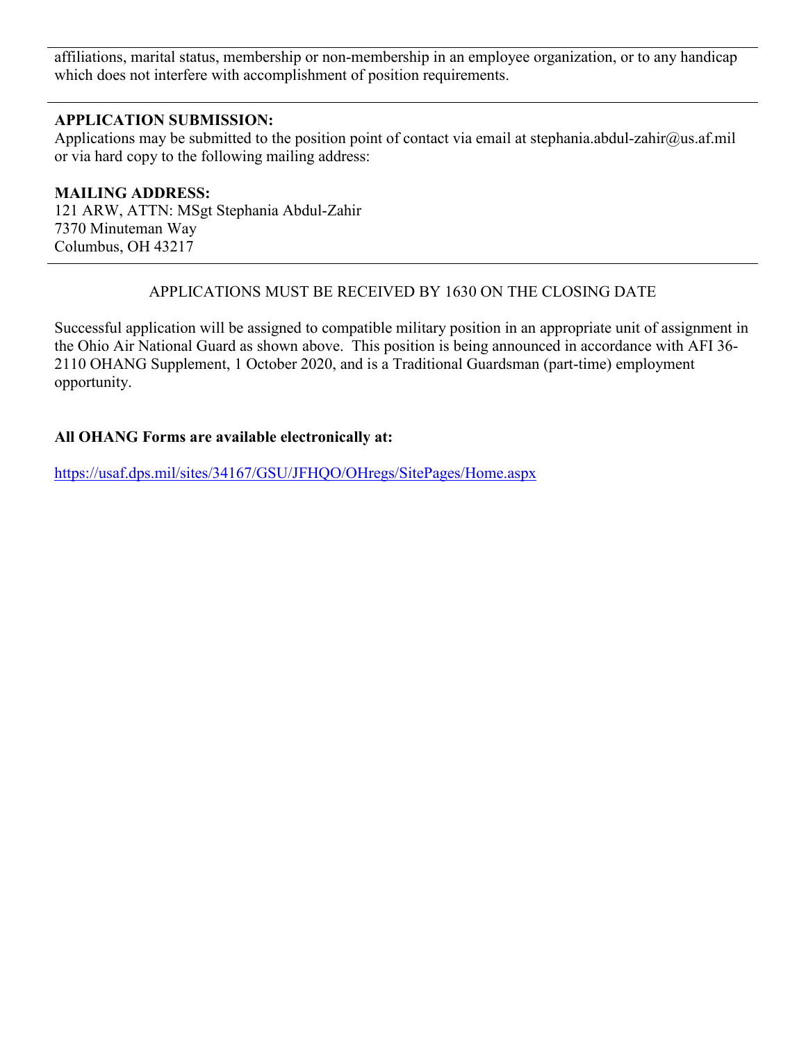affiliations, marital status, membership or non-membership in an employee organization, or to any handicap which does not interfere with accomplishment of position requirements.

---

**APPLICATION SUBMISSION:**
Applications may be submitted to the position point of contact via email at stephania.abdul-zahir@us.af.mil or via hard copy to the following mailing address:

**MAILING ADDRESS:**
121 ARW, ATTN: MSgt Stephania Abdul-Zahir
7370 Minuteman Way
Columbus, OH 43217

---

APPLICATIONS MUST BE RECEIVED BY 1630 ON THE CLOSING DATE

Successful application will be assigned to compatible military position in an appropriate unit of assignment in the Ohio Air National Guard as shown above. This position is being announced in accordance with AFI 36-2110 OHANG Supplement, 1 October 2020, and is a Traditional Guardsman (part-time) employment opportunity.

**All OHANG Forms are available electronically at:**

https://usaf.dps.mil/sites/34167/GSU/JFHQO/OHregs/SitePages/Home.aspx